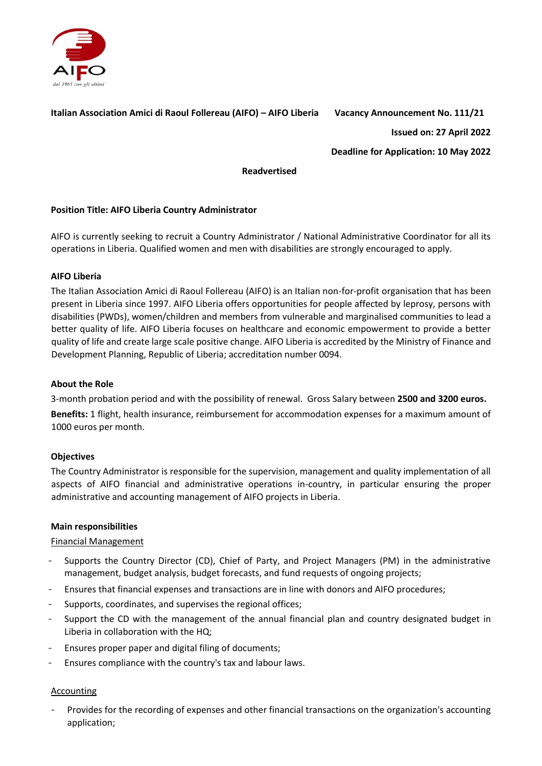**Italian Association Amici di Raoul Follereau (AIFO) – AIFO Liberia** **Vacancy Announcement No. 111/21**

**Issued on: 27 April 2022**

**Deadline for Application: 10 May 2022**

**Readvertised**

**Position Title: AIFO Liberia Country Administrator**

AIFO is currently seeking to recruit a Country Administrator / National Administrative Coordinator for all its operations in Liberia. Qualified women and men with disabilities are strongly encouraged to apply.

**AIFO Liberia**

The Italian Association Amici di Raoul Follereau (AIFO) is an Italian non-for-profit organisation that has been present in Liberia since 1997. AIFO Liberia offers opportunities for people affected by leprosy, persons with disabilities (PWDs), women/children and members from vulnerable and marginalised communities to lead a better quality of life. AIFO Liberia focuses on healthcare and economic empowerment to provide a better quality of life and create large scale positive change. AIFO Liberia is accredited by the Ministry of Finance and Development Planning, Republic of Liberia; accreditation number 0094.

**About the Role**

3-month probation period and with the possibility of renewal. Gross Salary between **2500 and 3200 euros.**

**Benefits:** 1 flight, health insurance, reimbursement for accommodation expenses for a maximum amount of 1000 euros per month.

**Objectives**

The Country Administrator is responsible for the supervision, management and quality implementation of all aspects of AIFO financial and administrative operations in-country, in particular ensuring the proper administrative and accounting management of AIFO projects in Liberia.

**Main responsibilities**

Financial Management

- Supports the Country Director (CD), Chief of Party, and Project Managers (PM) in the administrative management, budget analysis, budget forecasts, and fund requests of ongoing projects;
- Ensures that financial expenses and transactions are in line with donors and AIFO procedures;
- Supports, coordinates, and supervises the regional offices;
- Support the CD with the management of the annual financial plan and country designated budget in Liberia in collaboration with the HQ;
- Ensures proper paper and digital filing of documents;
- Ensures compliance with the country's tax and labour laws.

Accounting

- Provides for the recording of expenses and other financial transactions on the organization's accounting application;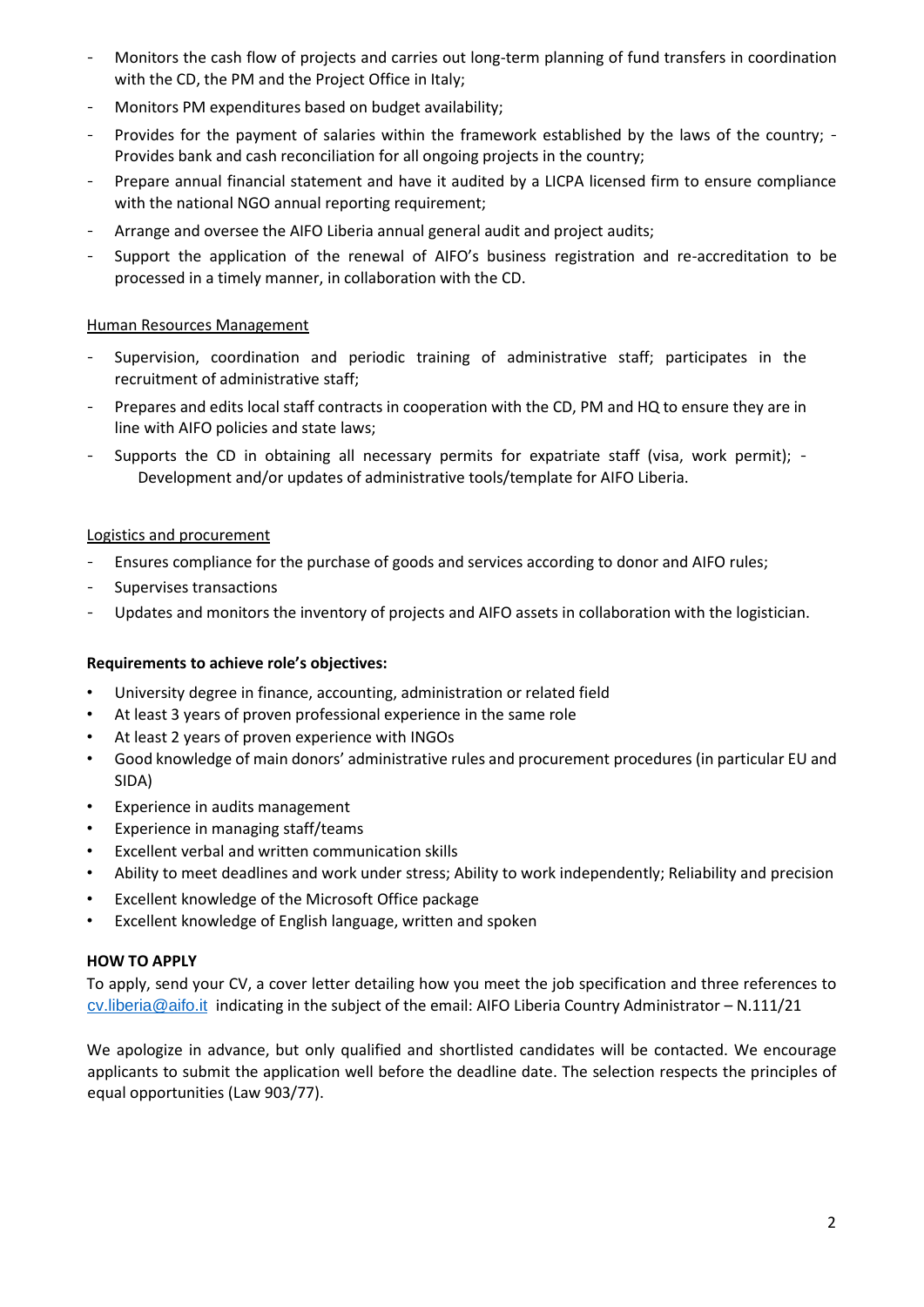- Monitors the cash flow of projects and carries out long-term planning of fund transfers in coordination with the CD, the PM and the Project Office in Italy;
- Monitors PM expenditures based on budget availability;
- Provides for the payment of salaries within the framework established by the laws of the country; - Provides bank and cash reconciliation for all ongoing projects in the country;
- Prepare annual financial statement and have it audited by a LICPA licensed firm to ensure compliance with the national NGO annual reporting requirement;
- Arrange and oversee the AIFO Liberia annual general audit and project audits;
- Support the application of the renewal of AIFO's business registration and re-accreditation to be processed in a timely manner, in collaboration with the CD.

Human Resources Management

- Supervision, coordination and periodic training of administrative staff; participates in the recruitment of administrative staff;
- Prepares and edits local staff contracts in cooperation with the CD, PM and HQ to ensure they are in line with AIFO policies and state laws;
- Supports the CD in obtaining all necessary permits for expatriate staff (visa, work permit); - Development and/or updates of administrative tools/template for AIFO Liberia.

Logistics and procurement

- Ensures compliance for the purchase of goods and services according to donor and AIFO rules;
- Supervises transactions
- Updates and monitors the inventory of projects and AIFO assets in collaboration with the logistician.

**Requirements to achieve role's objectives:**

- University degree in finance, accounting, administration or related field
- At least 3 years of proven professional experience in the same role
- At least 2 years of proven experience with INGOs
- Good knowledge of main donors' administrative rules and procurement procedures (in particular EU and SIDA)
- Experience in audits management
- Experience in managing staff/teams
- Excellent verbal and written communication skills
- Ability to meet deadlines and work under stress; Ability to work independently; Reliability and precision
- Excellent knowledge of the Microsoft Office package
- Excellent knowledge of English language, written and spoken

**HOW TO APPLY**

To apply, send your CV, a cover letter detailing how you meet the job specification and three references to cv.liberia@aifo.it indicating in the subject of the email: AIFO Liberia Country Administrator – N.111/21

We apologize in advance, but only qualified and shortlisted candidates will be contacted. We encourage applicants to submit the application well before the deadline date. The selection respects the principles of equal opportunities (Law 903/77).